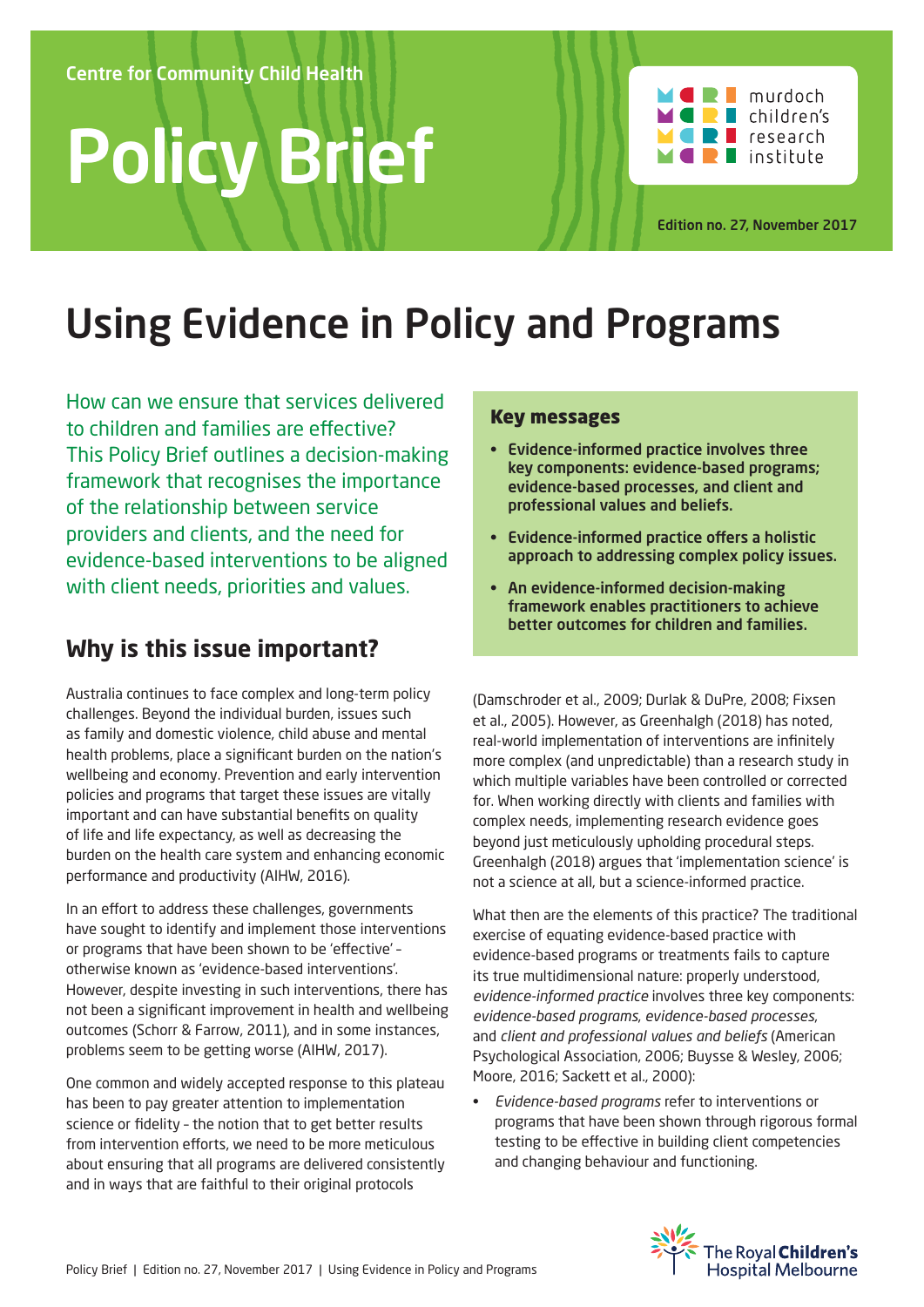Centre for Community Child Health

# Policy Brief

Edition no. 27, November 2017

# Using Evidence in Policy and Programs

How can we ensure that services delivered to children and families are effective? This Policy Brief outlines a decision-making framework that recognises the importance of the relationship between service providers and clients, and the need for evidence-based interventions to be aligned with client needs, priorities and values.

### Key messages

- **Evidence-informed practice involves three key components: evidence-based programs; evidence-based processes, and client and professional values and beliefs.**
- **Evidence-informed practice offers a holistic approach to addressing complex policy issues.**
- **An evidence-informed decision-making framework enables practitioners to achieve better outcomes for children and families.**

## Why is this issue important?

Australia continues to face complex and long-term policy challenges. Beyond the individual burden, issues such as family and domestic violence, child abuse and mental health problems, place a significant burden on the nation's wellbeing and economy. Prevention and early intervention policies and programs that target these issues are vitally important and can have substantial benefits on quality of life and life expectancy, as well as decreasing the burden on the health care system and enhancing economic performance and productivity (AIHW, 2016).

In an effort to address these challenges, governments have sought to identify and implement those interventions or programs that have been shown to be 'effective' – otherwise known as 'evidence-based interventions'. However, despite investing in such interventions, there has not been a significant improvement in health and wellbeing outcomes (Schorr & Farrow, 2011), and in some instances, problems seem to be getting worse (AIHW, 2017).

One common and widely accepted response to this plateau has been to pay greater attention to implementation science or fidelity – the notion that to get better results from intervention efforts, we need to be more meticulous about ensuring that all programs are delivered consistently and in ways that are faithful to their original protocols (Damschroder et al., 2009; Durlak & DuPre, 2008; Fixsen et al., 2005). However, as Greenhalgh (2018) has noted, real-world implementation of interventions are infinitely more complex (and unpredictable) than a research study in which multiple variables have been controlled or corrected for. When working directly with clients and families with complex needs, implementing research evidence goes beyond just meticulously upholding procedural steps. Greenhalgh (2018) argues that 'implementation science' is not a science at all, but a science-informed practice.

What then are the elements of this practice? The traditional exercise of equating evidence-based practice with evidence-based programs or treatments fails to capture its true multidimensional nature: properly understood, *evidence-informed practice* involves three key components: *evidence-based programs, evidence-based processes,* and *client and professional values and beliefs* (American Psychological Association, 2006; Buysse & Wesley, 2006; Moore, 2016; Sackett et al., 2000):

- *Evidence-based programs* refer to interventions or programs that have been shown through rigorous formal testing to be effective in building client competencies and changing behaviour and functioning.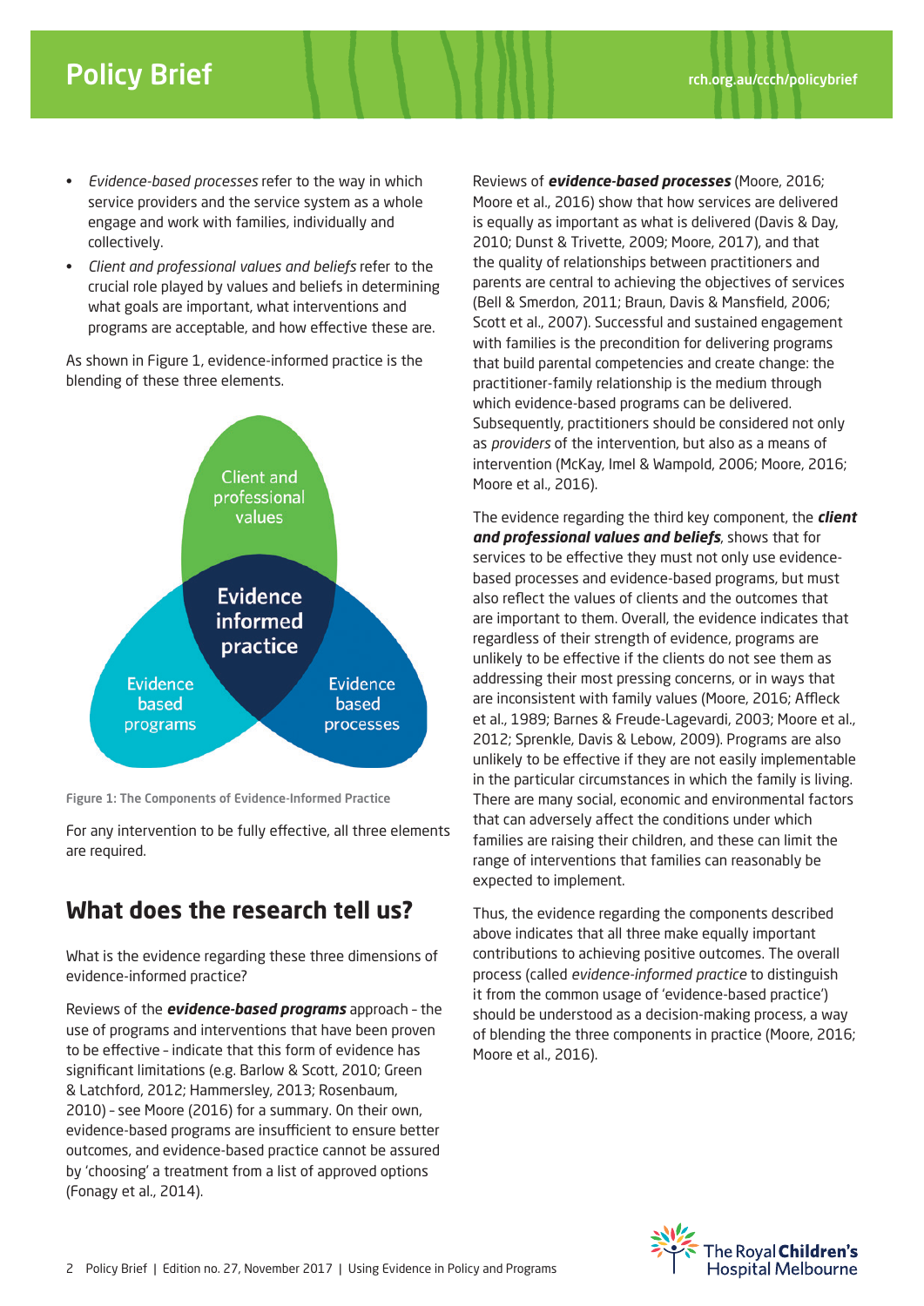- *Evidence-based processes* refer to the way in which service providers and the service system as a whole engage and work with families, individually and collectively.
- *Client and professional values and beliefs* refer to the crucial role played by values and beliefs in determining what goals are important, what interventions and programs are acceptable, and how effective these are.

As shown in Figure 1, evidence-informed practice is the blending of these three elements.

Client and professional values

Evidence informed practice

Evidence based programs

Evidence based processes

Figure 1: The Components of Evidence-Informed Practice

For any intervention to be fully effective, all three elements are required.

## What does the research tell us?

What is the evidence regarding these three dimensions of evidence-informed practice?

Reviews of the ***evidence-based programs*** approach – the use of programs and interventions that have been proven to be effective – indicate that this form of evidence has significant limitations (e.g. Barlow & Scott, 2010; Green & Latchford, 2012; Hammersley, 2013; Rosenbaum, 2010) – see Moore (2016) for a summary. On their own, evidence-based programs are insufficient to ensure better outcomes, and evidence-based practice cannot be assured by 'choosing' a treatment from a list of approved options (Fonagy et al., 2014).

Reviews of ***evidence-based processes*** (Moore, 2016; Moore et al., 2016) show that how services are delivered is equally as important as what is delivered (Davis & Day, 2010; Dunst & Trivette, 2009; Moore, 2017), and that the quality of relationships between practitioners and parents are central to achieving the objectives of services (Bell & Smerdon, 2011; Braun, Davis & Mansfield, 2006; Scott et al., 2007). Successful and sustained engagement with families is the precondition for delivering programs that build parental competencies and create change: the practitioner-family relationship is the medium through which evidence-based programs can be delivered. Subsequently, practitioners should be considered not only as *providers* of the intervention, but also as a means of intervention (McKay, Imel & Wampold, 2006; Moore, 2016; Moore et al., 2016).

The evidence regarding the third key component, the ***client and professional values and beliefs***, shows that for services to be effective they must not only use evidence-based processes and evidence-based programs, but must also reflect the values of clients and the outcomes that are important to them. Overall, the evidence indicates that regardless of their strength of evidence, programs are unlikely to be effective if the clients do not see them as addressing their most pressing concerns, or in ways that are inconsistent with family values (Moore, 2016; Affleck et al., 1989; Barnes & Freude-Lagevardi, 2003; Moore et al., 2012; Sprenkle, Davis & Lebow, 2009). Programs are also unlikely to be effective if they are not easily implementable in the particular circumstances in which the family is living. There are many social, economic and environmental factors that can adversely affect the conditions under which families are raising their children, and these can limit the range of interventions that families can reasonably be expected to implement.

Thus, the evidence regarding the components described above indicates that all three make equally important contributions to achieving positive outcomes. The overall process (called *evidence-informed practice* to distinguish it from the common usage of 'evidence-based practice') should be understood as a decision-making process, a way of blending the three components in practice (Moore, 2016; Moore et al., 2016).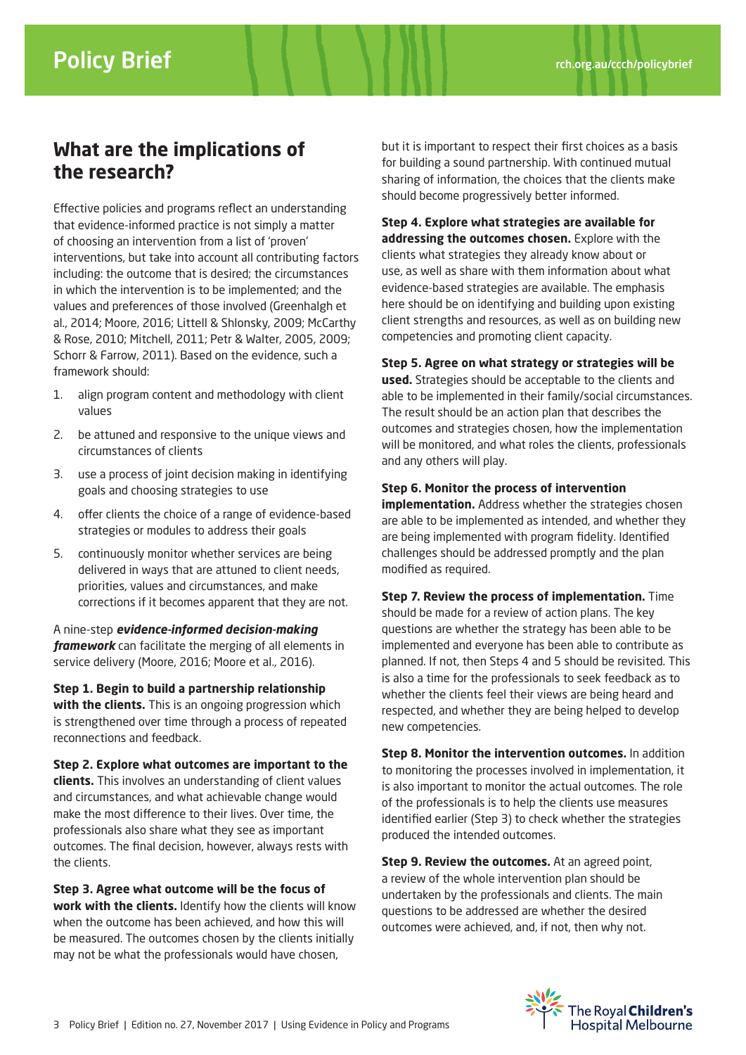## What are the implications of the research?

Effective policies and programs reflect an understanding that evidence-informed practice is not simply a matter of choosing an intervention from a list of 'proven' interventions, but take into account all contributing factors including: the outcome that is desired; the circumstances in which the intervention is to be implemented; and the values and preferences of those involved (Greenhalgh et al., 2014; Moore, 2016; Littell & Shlonsky, 2009; McCarthy & Rose, 2010; Mitchell, 2011; Petr & Walter, 2005, 2009; Schorr & Farrow, 2011). Based on the evidence, such a framework should:

1. align program content and methodology with client values
2. be attuned and responsive to the unique views and circumstances of clients
3. use a process of joint decision making in identifying goals and choosing strategies to use
4. offer clients the choice of a range of evidence-based strategies or modules to address their goals
5. continuously monitor whether services are being delivered in ways that are attuned to client needs, priorities, values and circumstances, and make corrections if it becomes apparent that they are not.

A nine-step ***evidence-informed decision-making framework*** can facilitate the merging of all elements in service delivery (Moore, 2016; Moore et al., 2016).

**Step 1. Begin to build a partnership relationship with the clients.** This is an ongoing progression which is strengthened over time through a process of repeated reconnections and feedback.

**Step 2. Explore what outcomes are important to the clients.** This involves an understanding of client values and circumstances, and what achievable change would make the most difference to their lives. Over time, the professionals also share what they see as important outcomes. The final decision, however, always rests with the clients.

**Step 3. Agree what outcome will be the focus of work with the clients.** Identify how the clients will know when the outcome has been achieved, and how this will be measured. The outcomes chosen by the clients initially may not be what the professionals would have chosen, but it is important to respect their first choices as a basis for building a sound partnership. With continued mutual sharing of information, the choices that the clients make should become progressively better informed.

**Step 4. Explore what strategies are available for addressing the outcomes chosen.** Explore with the clients what strategies they already know about or use, as well as share with them information about what evidence-based strategies are available. The emphasis here should be on identifying and building upon existing client strengths and resources, as well as on building new competencies and promoting client capacity.

**Step 5. Agree on what strategy or strategies will be used.** Strategies should be acceptable to the clients and able to be implemented in their family/social circumstances. The result should be an action plan that describes the outcomes and strategies chosen, how the implementation will be monitored, and what roles the clients, professionals and any others will play.

**Step 6. Monitor the process of intervention implementation.** Address whether the strategies chosen are able to be implemented as intended, and whether they are being implemented with program fidelity. Identified challenges should be addressed promptly and the plan modified as required.

**Step 7. Review the process of implementation.** Time should be made for a review of action plans. The key questions are whether the strategy has been able to be implemented and everyone has been able to contribute as planned. If not, then Steps 4 and 5 should be revisited. This is also a time for the professionals to seek feedback as to whether the clients feel their views are being heard and respected, and whether they are being helped to develop new competencies.

**Step 8. Monitor the intervention outcomes.** In addition to monitoring the processes involved in implementation, it is also important to monitor the actual outcomes. The role of the professionals is to help the clients use measures identified earlier (Step 3) to check whether the strategies produced the intended outcomes.

**Step 9. Review the outcomes.** At an agreed point, a review of the whole intervention plan should be undertaken by the professionals and clients. The main questions to be addressed are whether the desired outcomes were achieved, and, if not, then why not.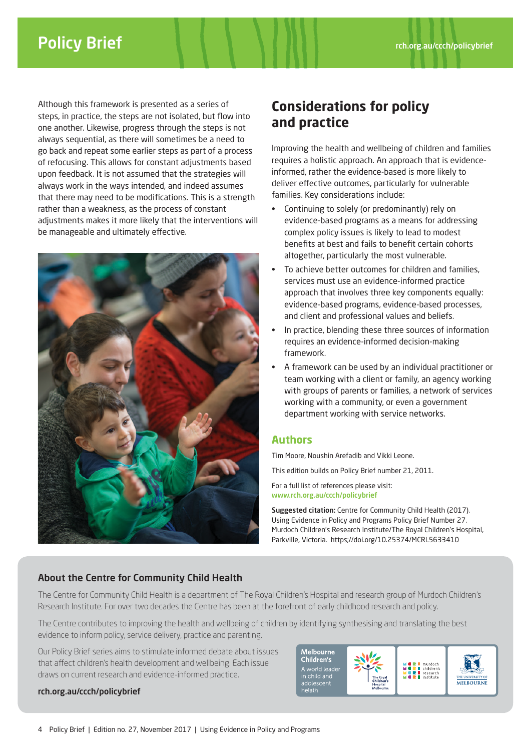Although this framework is presented as a series of steps, in practice, the steps are not isolated, but flow into one another. Likewise, progress through the steps is not always sequential, as there will sometimes be a need to go back and repeat some earlier steps as part of a process of refocusing. This allows for constant adjustments based upon feedback. It is not assumed that the strategies will always work in the ways intended, and indeed assumes that there may need to be modifications. This is a strength rather than a weakness, as the process of constant adjustments makes it more likely that the interventions will be manageable and ultimately effective.

## Considerations for policy and practice

Improving the health and wellbeing of children and families requires a holistic approach. An approach that is evidence-informed, rather the evidence-based is more likely to deliver effective outcomes, particularly for vulnerable families. Key considerations include:

- Continuing to solely (or predominantly) rely on evidence-based programs as a means for addressing complex policy issues is likely to lead to modest benefits at best and fails to benefit certain cohorts altogether, particularly the most vulnerable.
- To achieve better outcomes for children and families, services must use an evidence-informed practice approach that involves three key components equally: evidence-based programs, evidence-based processes, and client and professional values and beliefs.
- In practice, blending these three sources of information requires an evidence-informed decision-making framework.
- A framework can be used by an individual practitioner or team working with a client or family, an agency working with groups of parents or families, a network of services working with a community, or even a government department working with service networks.

### Authors

Tim Moore, Noushin Arefadib and Vikki Leone.

This edition builds on Policy Brief number 21, 2011.

For a full list of references please visit:
www.rch.org.au/ccch/policybrief

**Suggested citation:** Centre for Community Child Health (2017). Using Evidence in Policy and Programs Policy Brief Number 27. Murdoch Children's Research Institute/The Royal Children's Hospital, Parkville, Victoria. https://doi.org/10.25374/MCRI.5633410

### About the Centre for Community Child Health

The Centre for Community Child Health is a department of The Royal Children's Hospital and research group of Murdoch Children's Research Institute. For over two decades the Centre has been at the forefront of early childhood research and policy.

The Centre contributes to improving the health and wellbeing of children by identifying synthesising and translating the best evidence to inform policy, service delivery, practice and parenting.

Our Policy Brief series aims to stimulate informed debate about issues that affect children's health development and wellbeing. Each issue draws on current research and evidence-informed practice.

rch.org.au/ccch/policybrief

Melbourne Children's
A world leader in child and adolescent helath